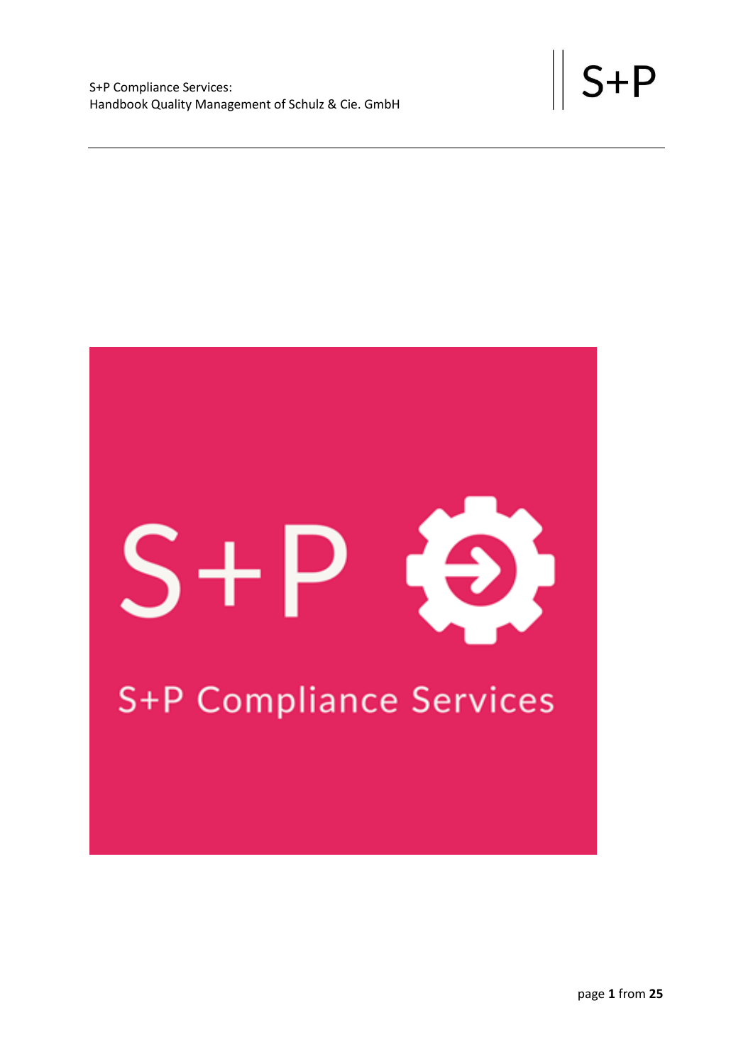S+P Compliance Services:
Handbook Quality Management of Schulz & Cie. GmbH

S+P

S+P

S+P Compliance Services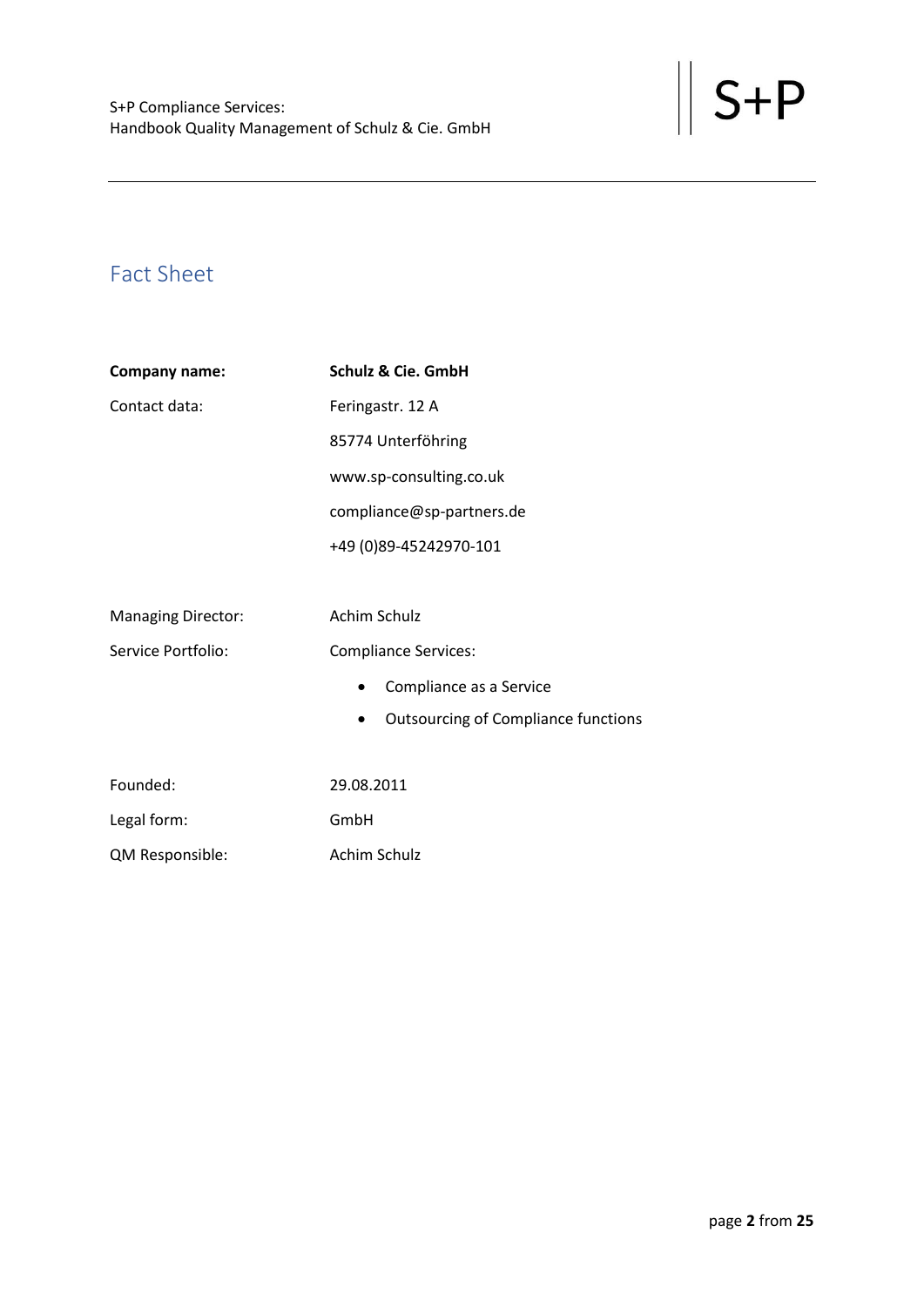# Fact Sheet

| | |
|---|---|
| **Company name:** | **Schulz & Cie. GmbH** |
| Contact data: | Feringastr. 12 A |
| | 85774 Unterföhring |
| | www.sp-consulting.co.uk |
| | compliance@sp-partners.de |
| | +49 (0)89-45242970-101 |
| | |
| Managing Director: | Achim Schulz |
| Service Portfolio: | Compliance Services:<br>• Compliance as a Service<br>• Outsourcing of Compliance functions |
| | |
| Founded: | 29.08.2011 |
| Legal form: | GmbH |
| QM Responsible: | Achim Schulz |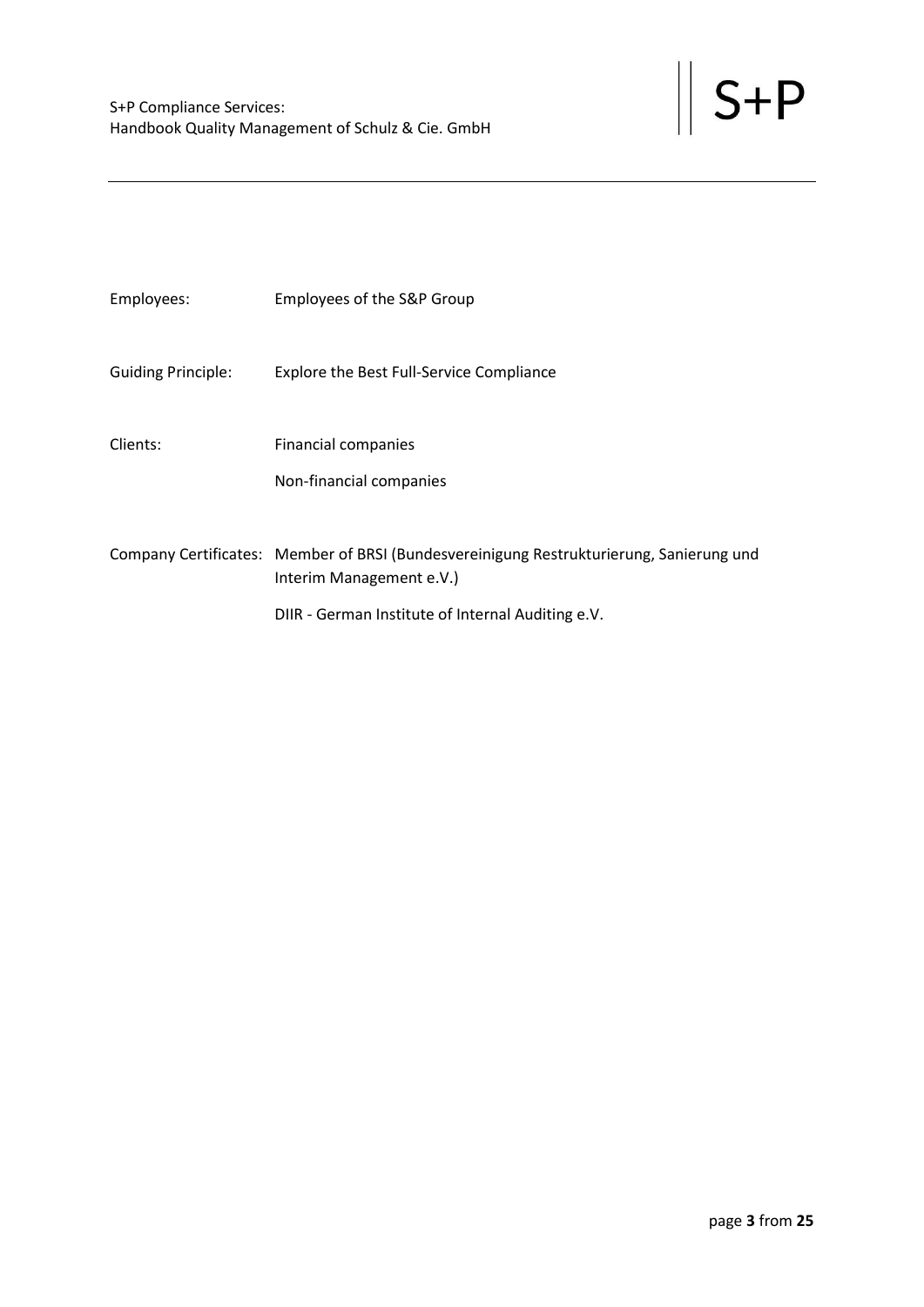| | |
|---|---|
| Employees: | Employees of the S&P Group |
| Guiding Principle: | Explore the Best Full-Service Compliance |
| Clients: | Financial companies<br>Non-financial companies |
| Company Certificates: | Member of BRSI (Bundesvereinigung Restrukturierung, Sanierung und Interim Management e.V.)<br>DIIR - German Institute of Internal Auditing e.V. |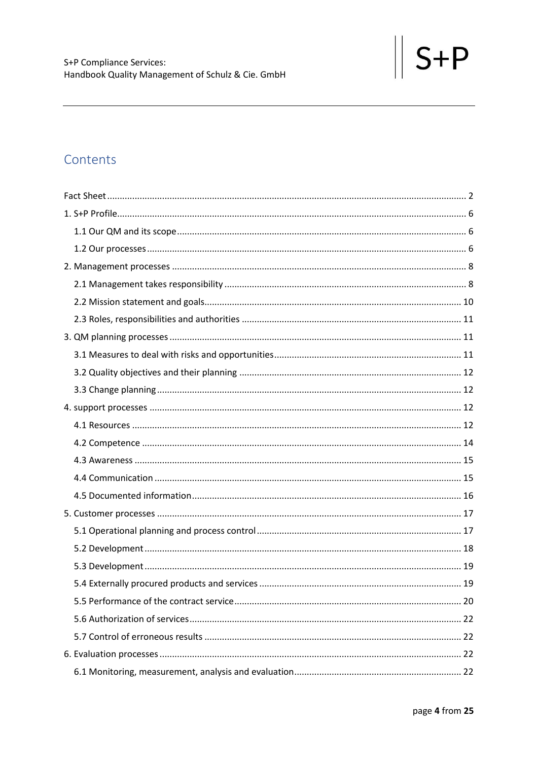## Contents

- Fact Sheet ..... 2
- 1. S+P Profile ..... 6
  - 1.1 Our QM and its scope ..... 6
  - 1.2 Our processes ..... 6
- 2. Management processes ..... 8
  - 2.1 Management takes responsibility ..... 8
  - 2.2 Mission statement and goals ..... 10
  - 2.3 Roles, responsibilities and authorities ..... 11
- 3. QM planning processes ..... 11
  - 3.1 Measures to deal with risks and opportunities ..... 11
  - 3.2 Quality objectives and their planning ..... 12
  - 3.3 Change planning ..... 12
- 4. support processes ..... 12
  - 4.1 Resources ..... 12
  - 4.2 Competence ..... 14
  - 4.3 Awareness ..... 15
  - 4.4 Communication ..... 15
  - 4.5 Documented information ..... 16
- 5. Customer processes ..... 17
  - 5.1 Operational planning and process control ..... 17
  - 5.2 Development ..... 18
  - 5.3 Development ..... 19
  - 5.4 Externally procured products and services ..... 19
  - 5.5 Performance of the contract service ..... 20
  - 5.6 Authorization of services ..... 22
  - 5.7 Control of erroneous results ..... 22
- 6. Evaluation processes ..... 22
  - 6.1 Monitoring, measurement, analysis and evaluation ..... 22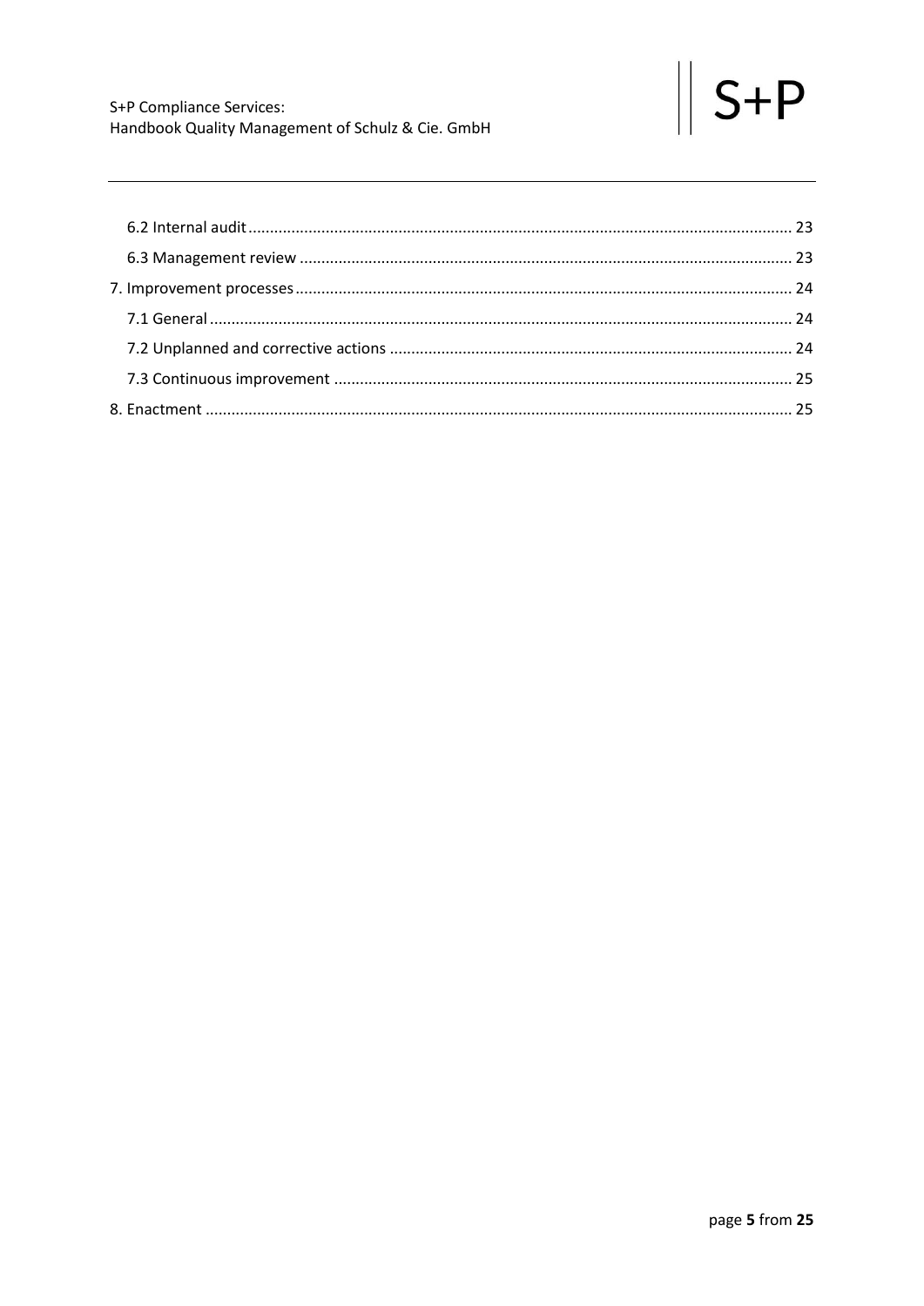6.2 Internal audit ........ 23

6.3 Management review ........ 23

7. Improvement processes ........ 24

7.1 General ........ 24

7.2 Unplanned and corrective actions ........ 24

7.3 Continuous improvement ........ 25

8. Enactment ........ 25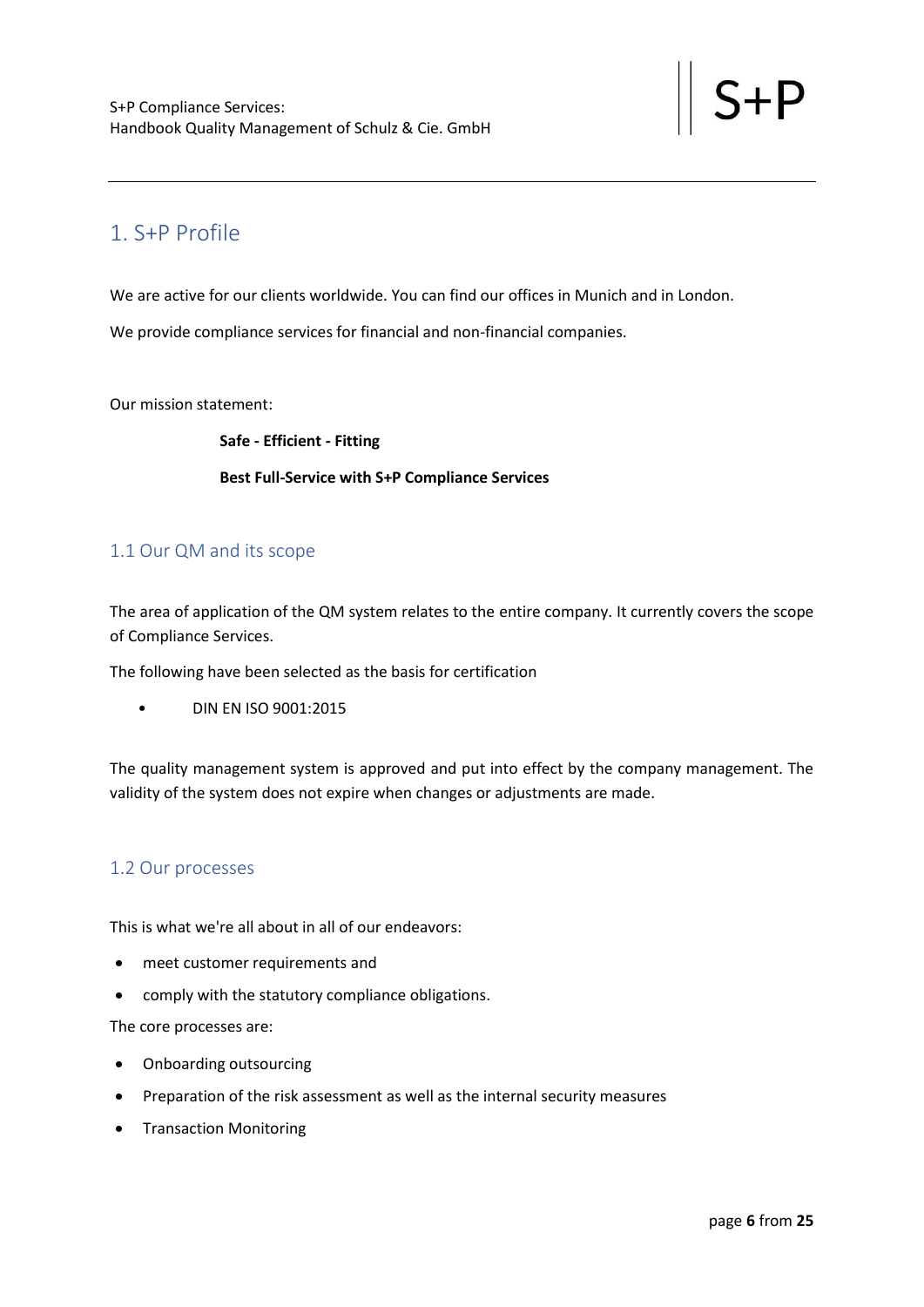# 1. S+P Profile

We are active for our clients worldwide. You can find our offices in Munich and in London.

We provide compliance services for financial and non-financial companies.

Our mission statement:

**Safe - Efficient - Fitting**

**Best Full-Service with S+P Compliance Services**

## 1.1 Our QM and its scope

The area of application of the QM system relates to the entire company. It currently covers the scope of Compliance Services.

The following have been selected as the basis for certification

- DIN EN ISO 9001:2015

The quality management system is approved and put into effect by the company management. The validity of the system does not expire when changes or adjustments are made.

## 1.2 Our processes

This is what we're all about in all of our endeavors:

- meet customer requirements and
- comply with the statutory compliance obligations.

The core processes are:

- Onboarding outsourcing
- Preparation of the risk assessment as well as the internal security measures
- Transaction Monitoring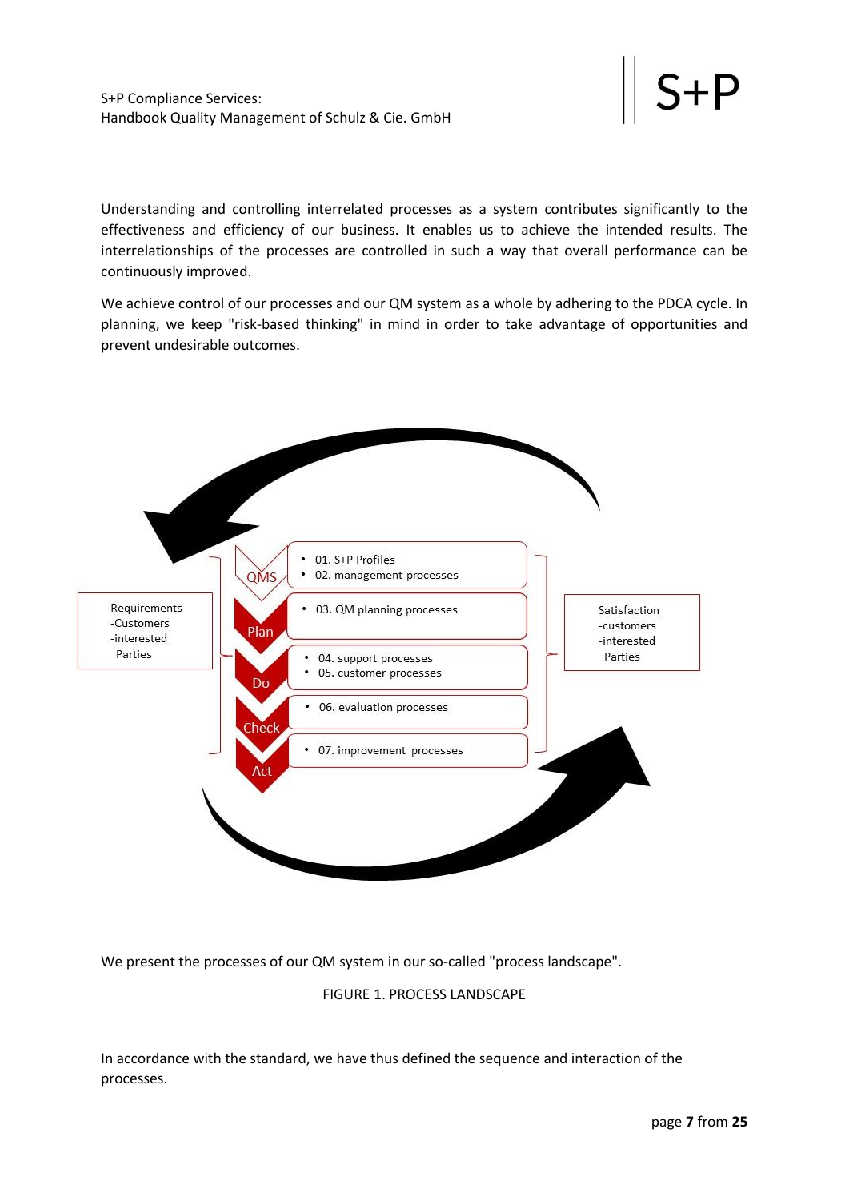Understanding and controlling interrelated processes as a system contributes significantly to the effectiveness and efficiency of our business. It enables us to achieve the intended results. The interrelationships of the processes are controlled in such a way that overall performance can be continuously improved.

We achieve control of our processes and our QM system as a whole by adhering to the PDCA cycle. In planning, we keep "risk-based thinking" in mind in order to take advantage of opportunities and prevent undesirable outcomes.

Requirements
-Customers
-interested Parties

QMS
- 01. S+P Profiles
- 02. management processes

Plan
- 03. QM planning processes

Do
- 04. support processes
- 05. customer processes

Check
- 06. evaluation processes

Act
- 07. improvement processes

Satisfaction
-customers
-interested Parties

We present the processes of our QM system in our so-called "process landscape".

FIGURE 1. PROCESS LANDSCAPE

In accordance with the standard, we have thus defined the sequence and interaction of the processes.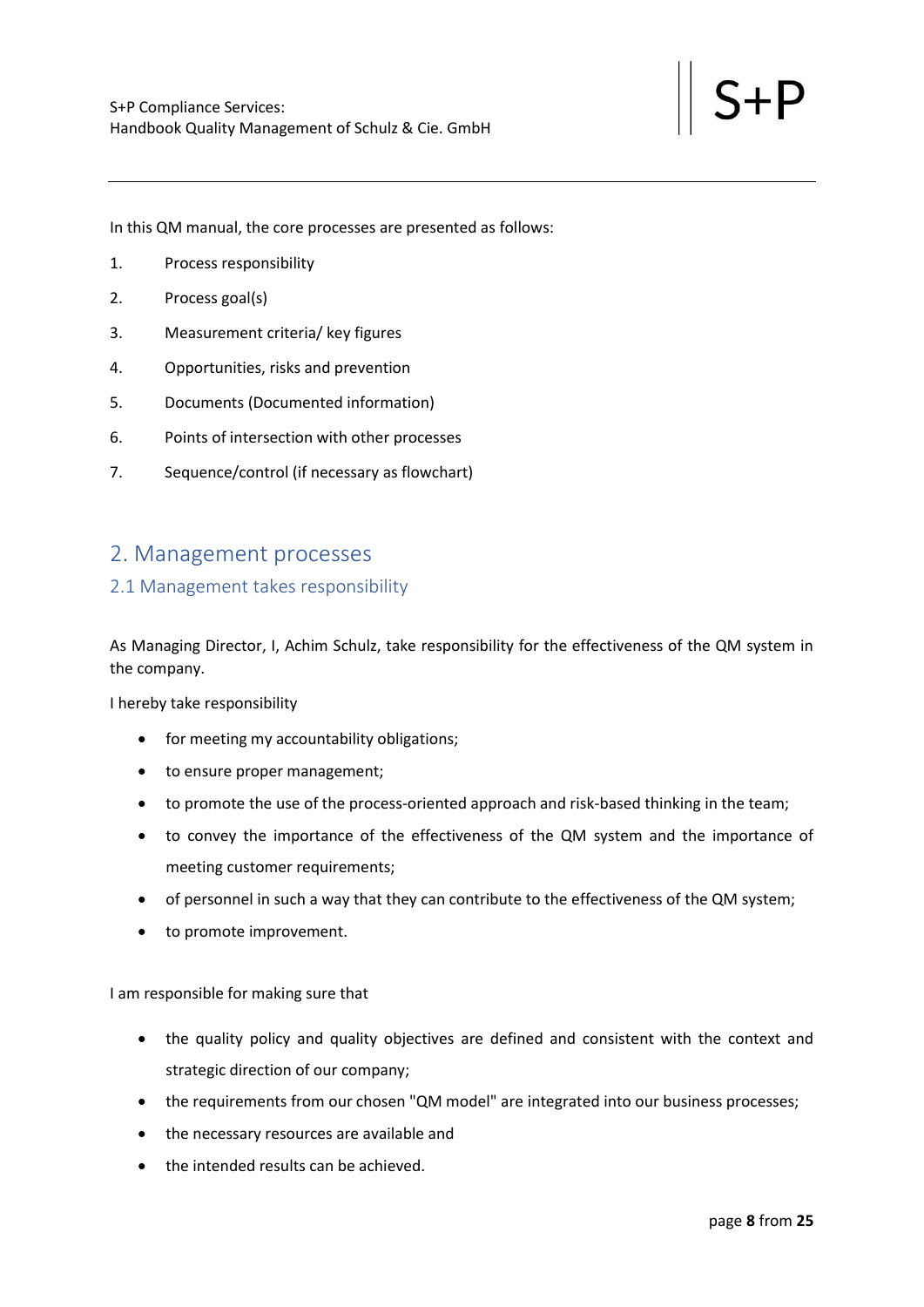In this QM manual, the core processes are presented as follows:

1. Process responsibility
2. Process goal(s)
3. Measurement criteria/ key figures
4. Opportunities, risks and prevention
5. Documents (Documented information)
6. Points of intersection with other processes
7. Sequence/control (if necessary as flowchart)

# 2. Management processes

## 2.1 Management takes responsibility

As Managing Director, I, Achim Schulz, take responsibility for the effectiveness of the QM system in the company.

I hereby take responsibility

- for meeting my accountability obligations;
- to ensure proper management;
- to promote the use of the process-oriented approach and risk-based thinking in the team;
- to convey the importance of the effectiveness of the QM system and the importance of meeting customer requirements;
- of personnel in such a way that they can contribute to the effectiveness of the QM system;
- to promote improvement.

I am responsible for making sure that

- the quality policy and quality objectives are defined and consistent with the context and strategic direction of our company;
- the requirements from our chosen "QM model" are integrated into our business processes;
- the necessary resources are available and
- the intended results can be achieved.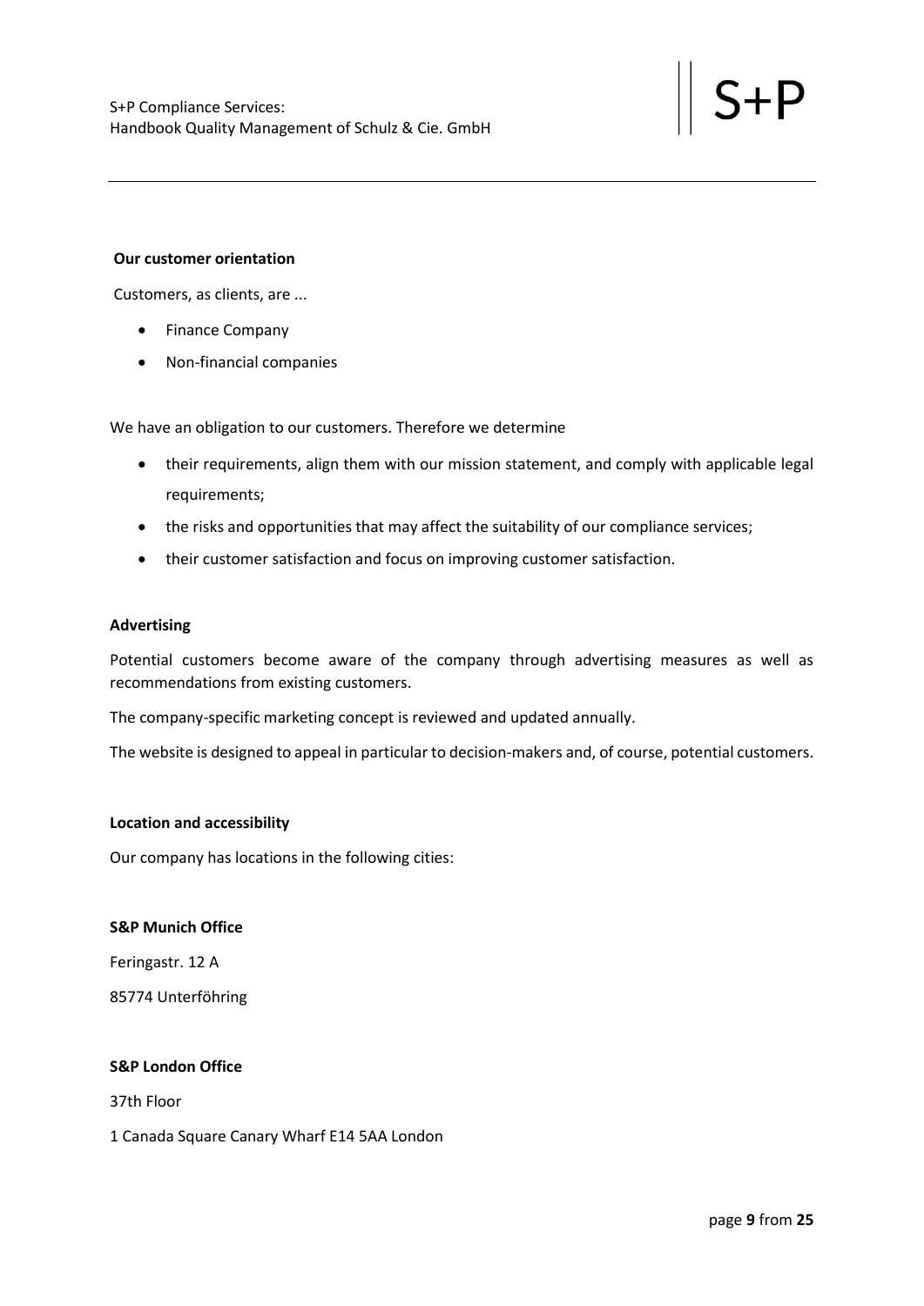**Our customer orientation**

Customers, as clients, are ...

- Finance Company
- Non-financial companies

We have an obligation to our customers. Therefore we determine

- their requirements, align them with our mission statement, and comply with applicable legal requirements;
- the risks and opportunities that may affect the suitability of our compliance services;
- their customer satisfaction and focus on improving customer satisfaction.

**Advertising**

Potential customers become aware of the company through advertising measures as well as recommendations from existing customers.

The company-specific marketing concept is reviewed and updated annually.

The website is designed to appeal in particular to decision-makers and, of course, potential customers.

**Location and accessibility**

Our company has locations in the following cities:

**S&P Munich Office**

Feringastr. 12 A

85774 Unterföhring

**S&P London Office**

37th Floor

1 Canada Square Canary Wharf E14 5AA London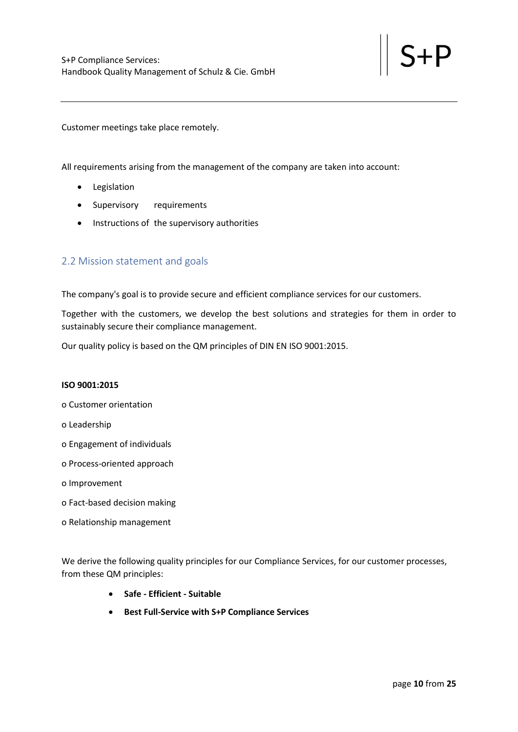Customer meetings take place remotely.

All requirements arising from the management of the company are taken into account:

- Legislation
- Supervisory requirements
- Instructions of the supervisory authorities

## 2.2 Mission statement and goals

The company's goal is to provide secure and efficient compliance services for our customers.

Together with the customers, we develop the best solutions and strategies for them in order to sustainably secure their compliance management.

Our quality policy is based on the QM principles of DIN EN ISO 9001:2015.

**ISO 9001:2015**

o Customer orientation

o Leadership

o Engagement of individuals

o Process-oriented approach

o Improvement

o Fact-based decision making

o Relationship management

We derive the following quality principles for our Compliance Services, for our customer processes, from these QM principles:

- **Safe - Efficient - Suitable**
- **Best Full-Service with S+P Compliance Services**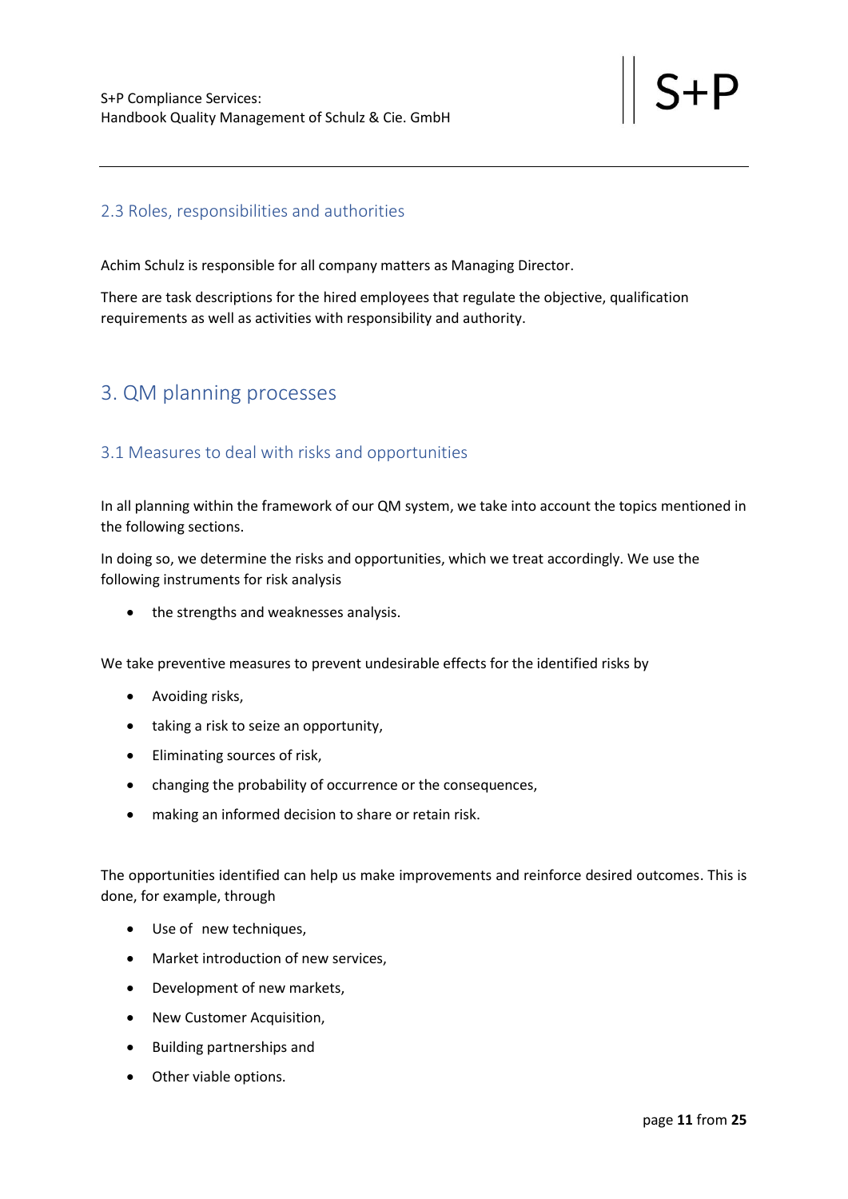## 2.3 Roles, responsibilities and authorities

Achim Schulz is responsible for all company matters as Managing Director.

There are task descriptions for the hired employees that regulate the objective, qualification requirements as well as activities with responsibility and authority.

# 3. QM planning processes

## 3.1 Measures to deal with risks and opportunities

In all planning within the framework of our QM system, we take into account the topics mentioned in the following sections.

In doing so, we determine the risks and opportunities, which we treat accordingly. We use the following instruments for risk analysis

- the strengths and weaknesses analysis.

We take preventive measures to prevent undesirable effects for the identified risks by

- Avoiding risks,
- taking a risk to seize an opportunity,
- Eliminating sources of risk,
- changing the probability of occurrence or the consequences,
- making an informed decision to share or retain risk.

The opportunities identified can help us make improvements and reinforce desired outcomes. This is done, for example, through

- Use of new techniques,
- Market introduction of new services,
- Development of new markets,
- New Customer Acquisition,
- Building partnerships and
- Other viable options.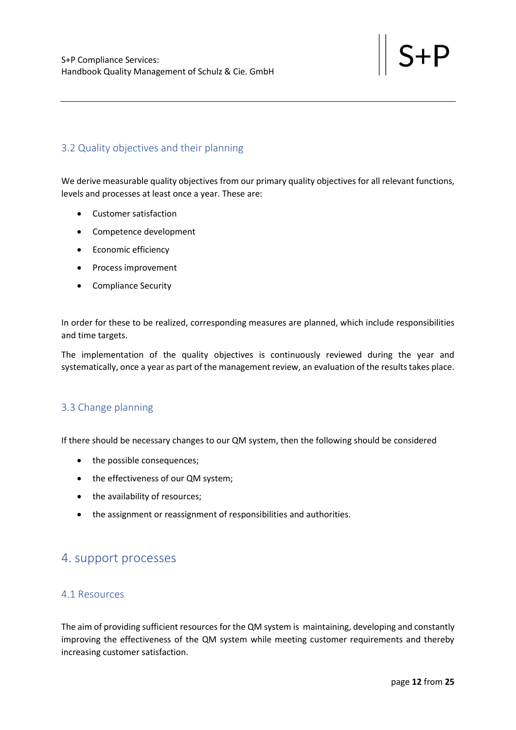### 3.2 Quality objectives and their planning

We derive measurable quality objectives from our primary quality objectives for all relevant functions, levels and processes at least once a year. These are:

- Customer satisfaction
- Competence development
- Economic efficiency
- Process improvement
- Compliance Security

In order for these to be realized, corresponding measures are planned, which include responsibilities and time targets.

The implementation of the quality objectives is continuously reviewed during the year and systematically, once a year as part of the management review, an evaluation of the results takes place.

### 3.3 Change planning

If there should be necessary changes to our QM system, then the following should be considered

- the possible consequences;
- the effectiveness of our QM system;
- the availability of resources;
- the assignment or reassignment of responsibilities and authorities.

## 4. support processes

### 4.1 Resources

The aim of providing sufficient resources for the QM system is maintaining, developing and constantly improving the effectiveness of the QM system while meeting customer requirements and thereby increasing customer satisfaction.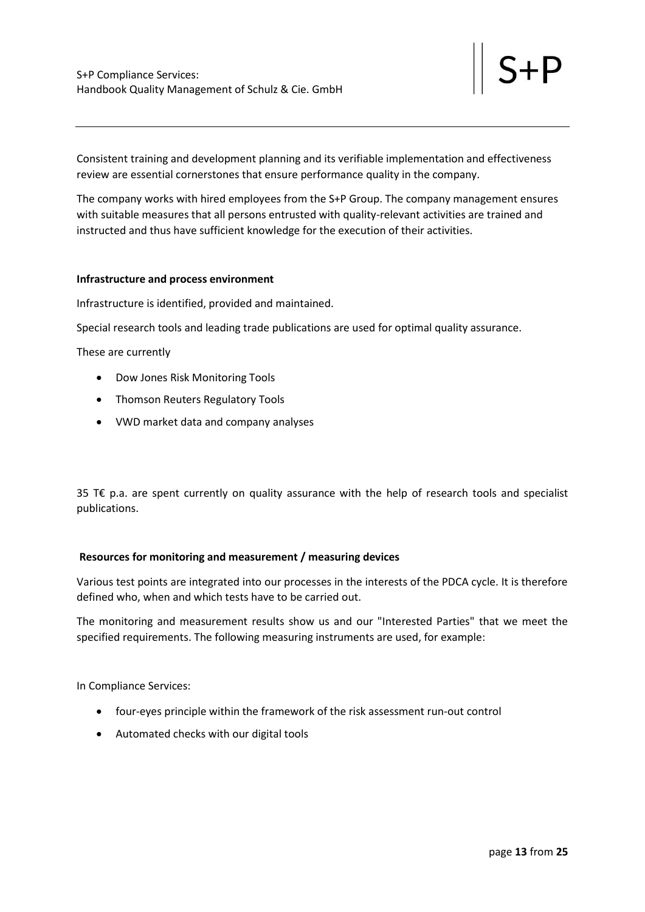Consistent training and development planning and its verifiable implementation and effectiveness review are essential cornerstones that ensure performance quality in the company.

The company works with hired employees from the S+P Group. The company management ensures with suitable measures that all persons entrusted with quality-relevant activities are trained and instructed and thus have sufficient knowledge for the execution of their activities.

**Infrastructure and process environment**

Infrastructure is identified, provided and maintained.

Special research tools and leading trade publications are used for optimal quality assurance.

These are currently

- Dow Jones Risk Monitoring Tools
- Thomson Reuters Regulatory Tools
- VWD market data and company analyses

35 T€ p.a. are spent currently on quality assurance with the help of research tools and specialist publications.

**Resources for monitoring and measurement / measuring devices**

Various test points are integrated into our processes in the interests of the PDCA cycle. It is therefore defined who, when and which tests have to be carried out.

The monitoring and measurement results show us and our "Interested Parties" that we meet the specified requirements. The following measuring instruments are used, for example:

In Compliance Services:

- four-eyes principle within the framework of the risk assessment run-out control
- Automated checks with our digital tools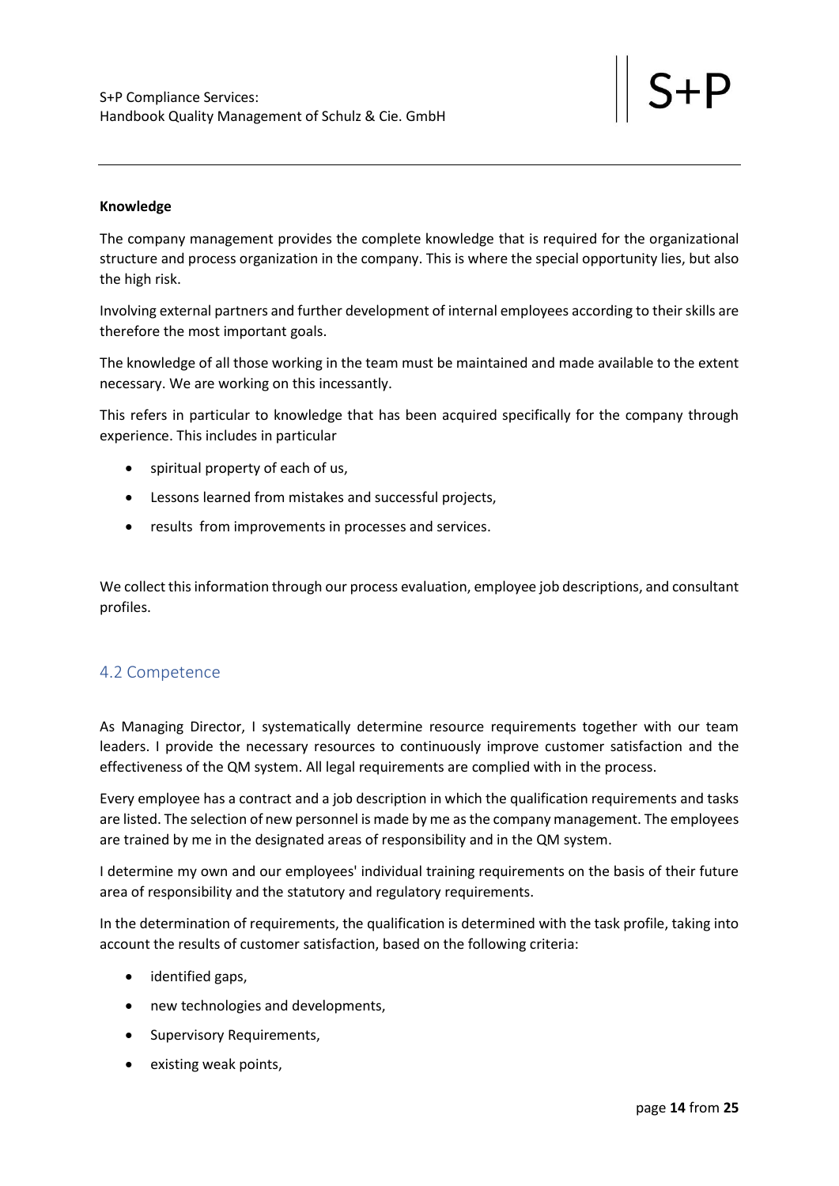**Knowledge**

The company management provides the complete knowledge that is required for the organizational structure and process organization in the company. This is where the special opportunity lies, but also the high risk.

Involving external partners and further development of internal employees according to their skills are therefore the most important goals.

The knowledge of all those working in the team must be maintained and made available to the extent necessary. We are working on this incessantly.

This refers in particular to knowledge that has been acquired specifically for the company through experience. This includes in particular

- spiritual property of each of us,
- Lessons learned from mistakes and successful projects,
- results from improvements in processes and services.

We collect this information through our process evaluation, employee job descriptions, and consultant profiles.

## 4.2 Competence

As Managing Director, I systematically determine resource requirements together with our team leaders. I provide the necessary resources to continuously improve customer satisfaction and the effectiveness of the QM system. All legal requirements are complied with in the process.

Every employee has a contract and a job description in which the qualification requirements and tasks are listed. The selection of new personnel is made by me as the company management. The employees are trained by me in the designated areas of responsibility and in the QM system.

I determine my own and our employees' individual training requirements on the basis of their future area of responsibility and the statutory and regulatory requirements.

In the determination of requirements, the qualification is determined with the task profile, taking into account the results of customer satisfaction, based on the following criteria:

- identified gaps,
- new technologies and developments,
- Supervisory Requirements,
- existing weak points,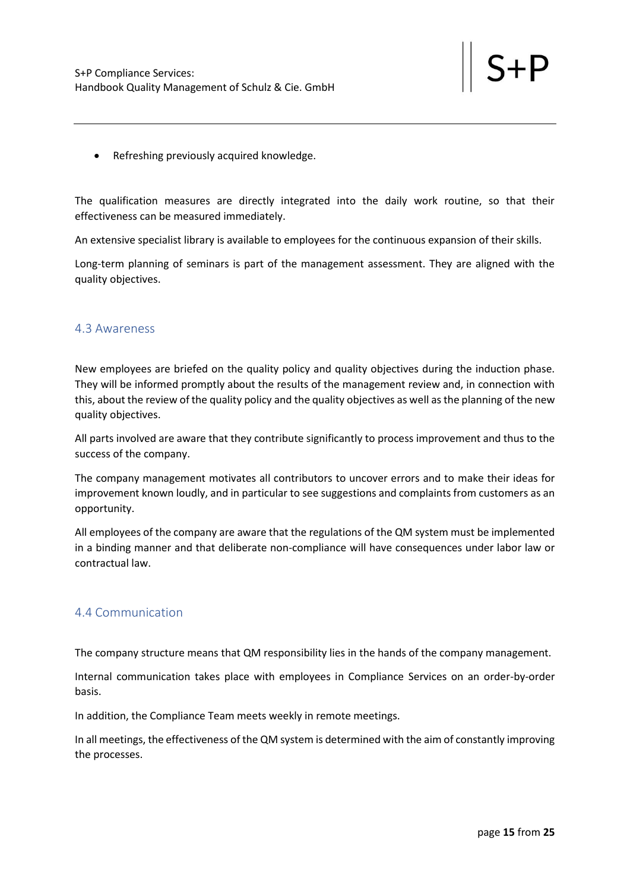- Refreshing previously acquired knowledge.

The qualification measures are directly integrated into the daily work routine, so that their effectiveness can be measured immediately.

An extensive specialist library is available to employees for the continuous expansion of their skills.

Long-term planning of seminars is part of the management assessment. They are aligned with the quality objectives.

## 4.3 Awareness

New employees are briefed on the quality policy and quality objectives during the induction phase. They will be informed promptly about the results of the management review and, in connection with this, about the review of the quality policy and the quality objectives as well as the planning of the new quality objectives.

All parts involved are aware that they contribute significantly to process improvement and thus to the success of the company.

The company management motivates all contributors to uncover errors and to make their ideas for improvement known loudly, and in particular to see suggestions and complaints from customers as an opportunity.

All employees of the company are aware that the regulations of the QM system must be implemented in a binding manner and that deliberate non-compliance will have consequences under labor law or contractual law.

## 4.4 Communication

The company structure means that QM responsibility lies in the hands of the company management.

Internal communication takes place with employees in Compliance Services on an order-by-order basis.

In addition, the Compliance Team meets weekly in remote meetings.

In all meetings, the effectiveness of the QM system is determined with the aim of constantly improving the processes.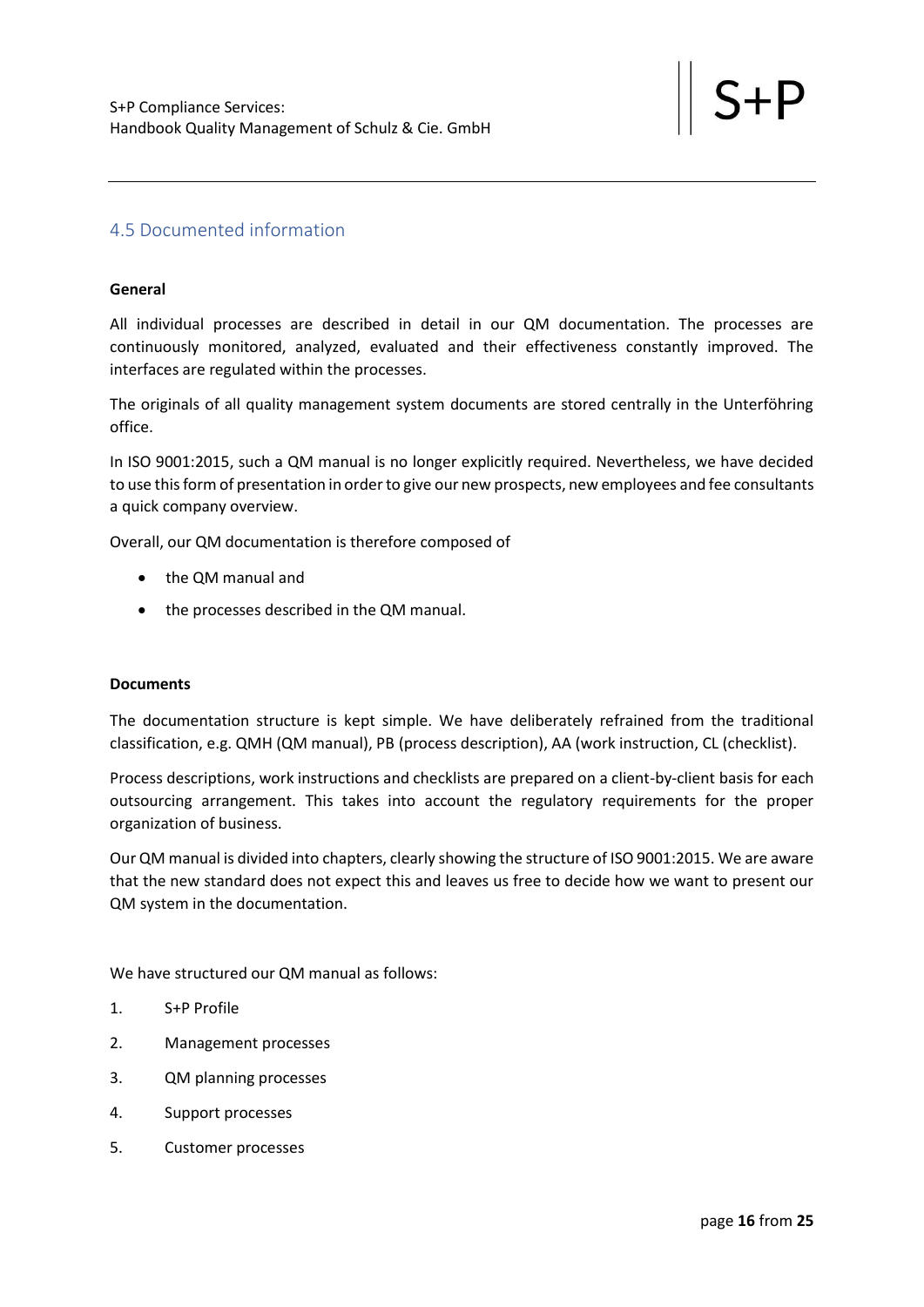## 4.5 Documented information

**General**

All individual processes are described in detail in our QM documentation. The processes are continuously monitored, analyzed, evaluated and their effectiveness constantly improved. The interfaces are regulated within the processes.

The originals of all quality management system documents are stored centrally in the Unterföhring office.

In ISO 9001:2015, such a QM manual is no longer explicitly required. Nevertheless, we have decided to use this form of presentation in order to give our new prospects, new employees and fee consultants a quick company overview.

Overall, our QM documentation is therefore composed of

- the QM manual and
- the processes described in the QM manual.

**Documents**

The documentation structure is kept simple. We have deliberately refrained from the traditional classification, e.g. QMH (QM manual), PB (process description), AA (work instruction, CL (checklist).

Process descriptions, work instructions and checklists are prepared on a client-by-client basis for each outsourcing arrangement. This takes into account the regulatory requirements for the proper organization of business.

Our QM manual is divided into chapters, clearly showing the structure of ISO 9001:2015. We are aware that the new standard does not expect this and leaves us free to decide how we want to present our QM system in the documentation.

We have structured our QM manual as follows:

1. S+P Profile
2. Management processes
3. QM planning processes
4. Support processes
5. Customer processes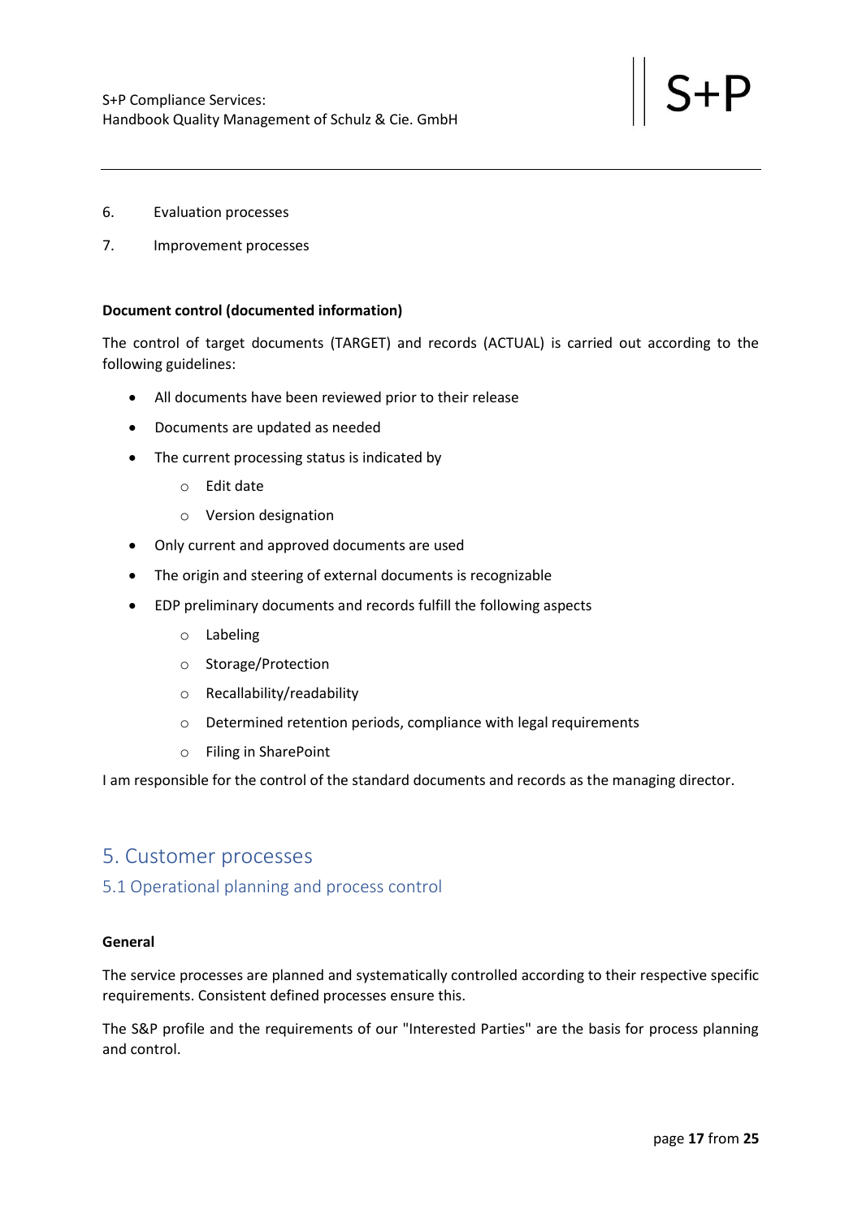6. Evaluation processes
7. Improvement processes

**Document control (documented information)**

The control of target documents (TARGET) and records (ACTUAL) is carried out according to the following guidelines:

- All documents have been reviewed prior to their release
- Documents are updated as needed
- The current processing status is indicated by
    - Edit date
    - Version designation
- Only current and approved documents are used
- The origin and steering of external documents is recognizable
- EDP preliminary documents and records fulfill the following aspects
    - Labeling
    - Storage/Protection
    - Recallability/readability
    - Determined retention periods, compliance with legal requirements
    - Filing in SharePoint

I am responsible for the control of the standard documents and records as the managing director.

# 5. Customer processes

## 5.1 Operational planning and process control

**General**

The service processes are planned and systematically controlled according to their respective specific requirements. Consistent defined processes ensure this.

The S&P profile and the requirements of our "Interested Parties" are the basis for process planning and control.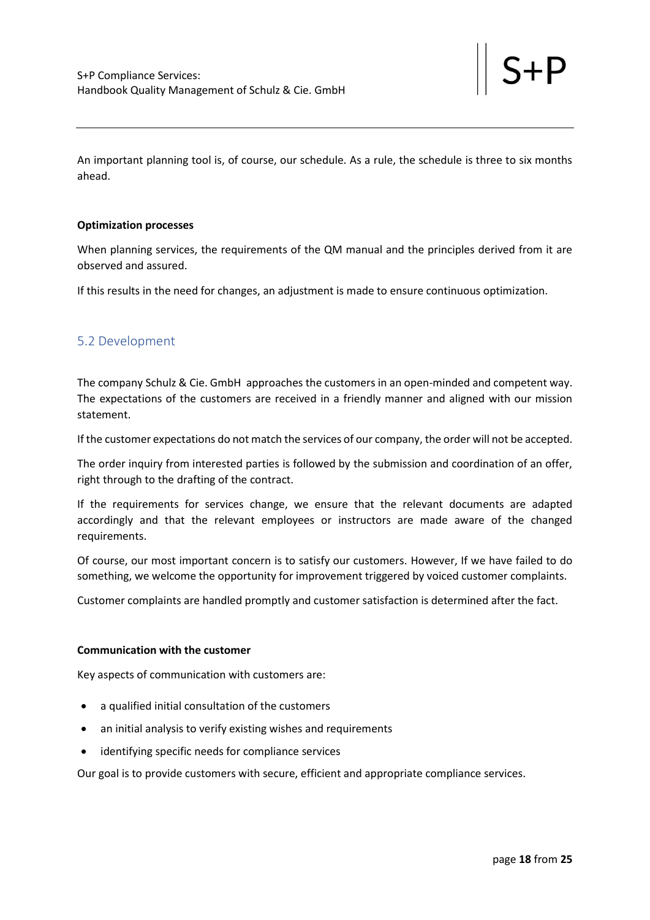An important planning tool is, of course, our schedule. As a rule, the schedule is three to six months ahead.

**Optimization processes**

When planning services, the requirements of the QM manual and the principles derived from it are observed and assured.

If this results in the need for changes, an adjustment is made to ensure continuous optimization.

## 5.2 Development

The company Schulz & Cie. GmbH approaches the customers in an open-minded and competent way. The expectations of the customers are received in a friendly manner and aligned with our mission statement.

If the customer expectations do not match the services of our company, the order will not be accepted.

The order inquiry from interested parties is followed by the submission and coordination of an offer, right through to the drafting of the contract.

If the requirements for services change, we ensure that the relevant documents are adapted accordingly and that the relevant employees or instructors are made aware of the changed requirements.

Of course, our most important concern is to satisfy our customers. However, If we have failed to do something, we welcome the opportunity for improvement triggered by voiced customer complaints.

Customer complaints are handled promptly and customer satisfaction is determined after the fact.

**Communication with the customer**

Key aspects of communication with customers are:

- a qualified initial consultation of the customers
- an initial analysis to verify existing wishes and requirements
- identifying specific needs for compliance services

Our goal is to provide customers with secure, efficient and appropriate compliance services.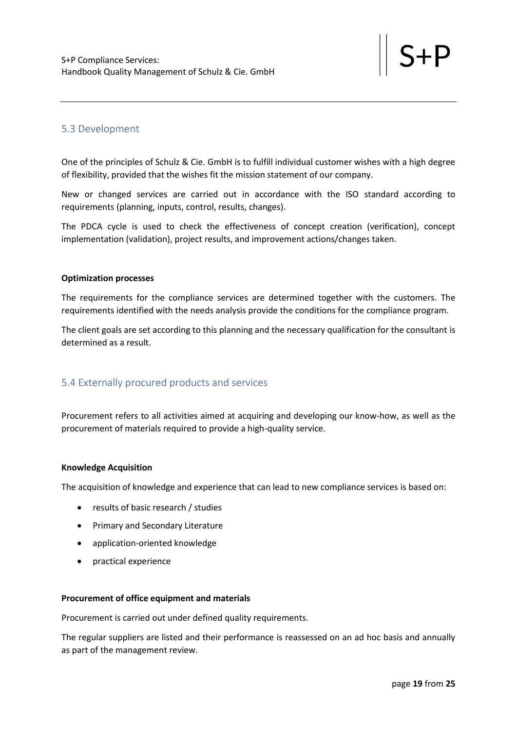## 5.3 Development

One of the principles of Schulz & Cie. GmbH is to fulfill individual customer wishes with a high degree of flexibility, provided that the wishes fit the mission statement of our company.

New or changed services are carried out in accordance with the ISO standard according to requirements (planning, inputs, control, results, changes).

The PDCA cycle is used to check the effectiveness of concept creation (verification), concept implementation (validation), project results, and improvement actions/changes taken.

**Optimization processes**

The requirements for the compliance services are determined together with the customers. The requirements identified with the needs analysis provide the conditions for the compliance program.

The client goals are set according to this planning and the necessary qualification for the consultant is determined as a result.

## 5.4 Externally procured products and services

Procurement refers to all activities aimed at acquiring and developing our know-how, as well as the procurement of materials required to provide a high-quality service.

**Knowledge Acquisition**

The acquisition of knowledge and experience that can lead to new compliance services is based on:

- results of basic research / studies
- Primary and Secondary Literature
- application-oriented knowledge
- practical experience

**Procurement of office equipment and materials**

Procurement is carried out under defined quality requirements.

The regular suppliers are listed and their performance is reassessed on an ad hoc basis and annually as part of the management review.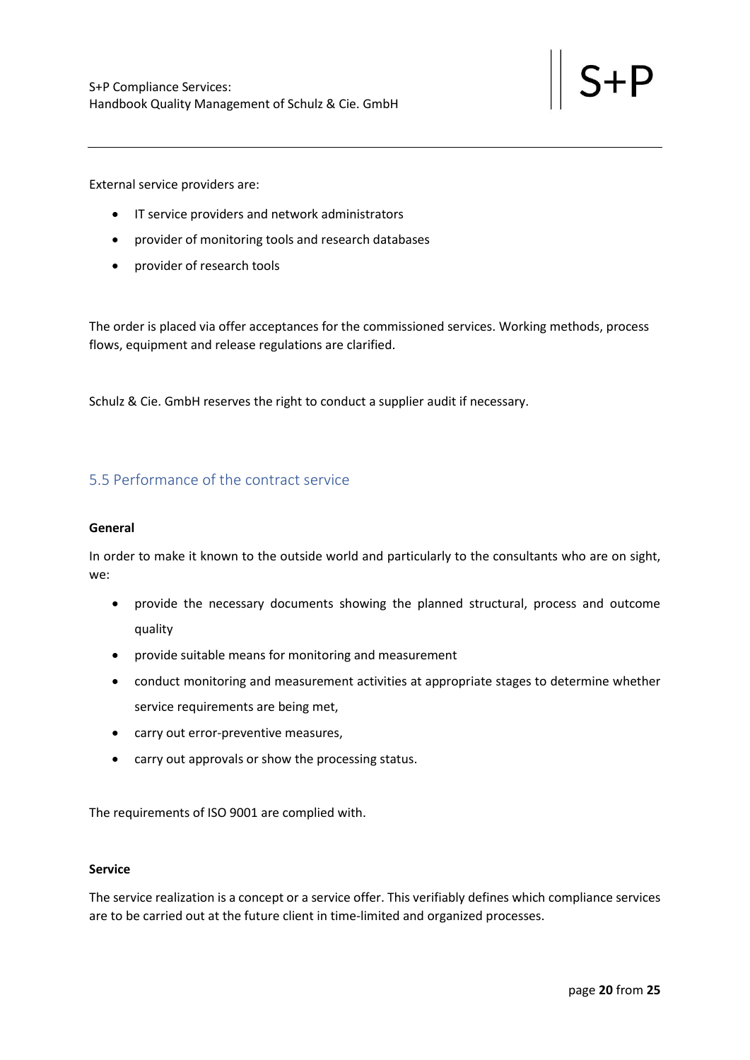External service providers are:

- IT service providers and network administrators
- provider of monitoring tools and research databases
- provider of research tools

The order is placed via offer acceptances for the commissioned services. Working methods, process flows, equipment and release regulations are clarified.

Schulz & Cie. GmbH reserves the right to conduct a supplier audit if necessary.

## 5.5 Performance of the contract service

**General**

In order to make it known to the outside world and particularly to the consultants who are on sight, we:

- provide the necessary documents showing the planned structural, process and outcome quality
- provide suitable means for monitoring and measurement
- conduct monitoring and measurement activities at appropriate stages to determine whether service requirements are being met,
- carry out error-preventive measures,
- carry out approvals or show the processing status.

The requirements of ISO 9001 are complied with.

**Service**

The service realization is a concept or a service offer. This verifiably defines which compliance services are to be carried out at the future client in time-limited and organized processes.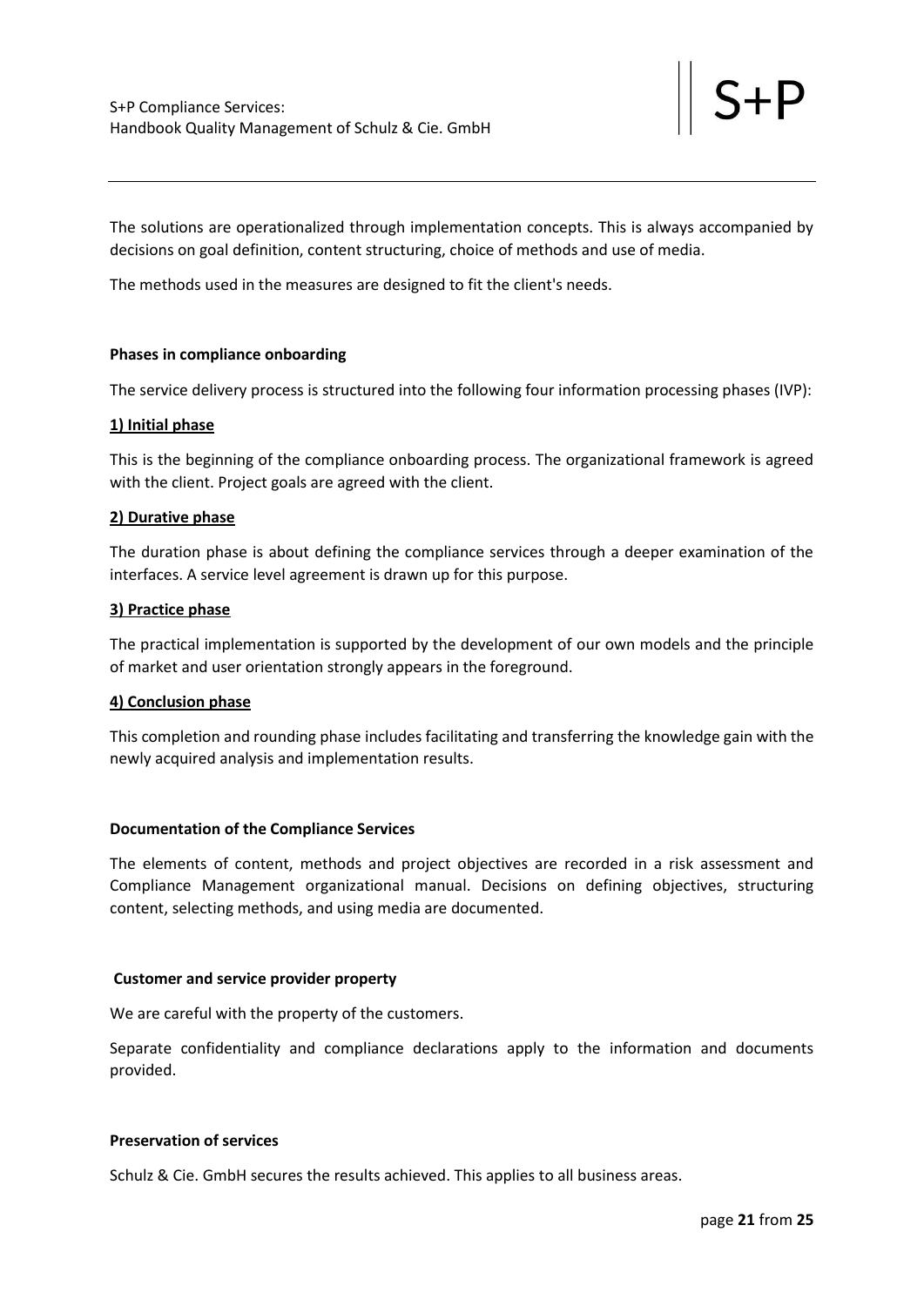The solutions are operationalized through implementation concepts. This is always accompanied by decisions on goal definition, content structuring, choice of methods and use of media.

The methods used in the measures are designed to fit the client's needs.

**Phases in compliance onboarding**

The service delivery process is structured into the following four information processing phases (IVP):

**1) Initial phase**

This is the beginning of the compliance onboarding process. The organizational framework is agreed with the client. Project goals are agreed with the client.

**2) Durative phase**

The duration phase is about defining the compliance services through a deeper examination of the interfaces. A service level agreement is drawn up for this purpose.

**3) Practice phase**

The practical implementation is supported by the development of our own models and the principle of market and user orientation strongly appears in the foreground.

**4) Conclusion phase**

This completion and rounding phase includes facilitating and transferring the knowledge gain with the newly acquired analysis and implementation results.

**Documentation of the Compliance Services**

The elements of content, methods and project objectives are recorded in a risk assessment and Compliance Management organizational manual. Decisions on defining objectives, structuring content, selecting methods, and using media are documented.

**Customer and service provider property**

We are careful with the property of the customers.

Separate confidentiality and compliance declarations apply to the information and documents provided.

**Preservation of services**

Schulz & Cie. GmbH secures the results achieved. This applies to all business areas.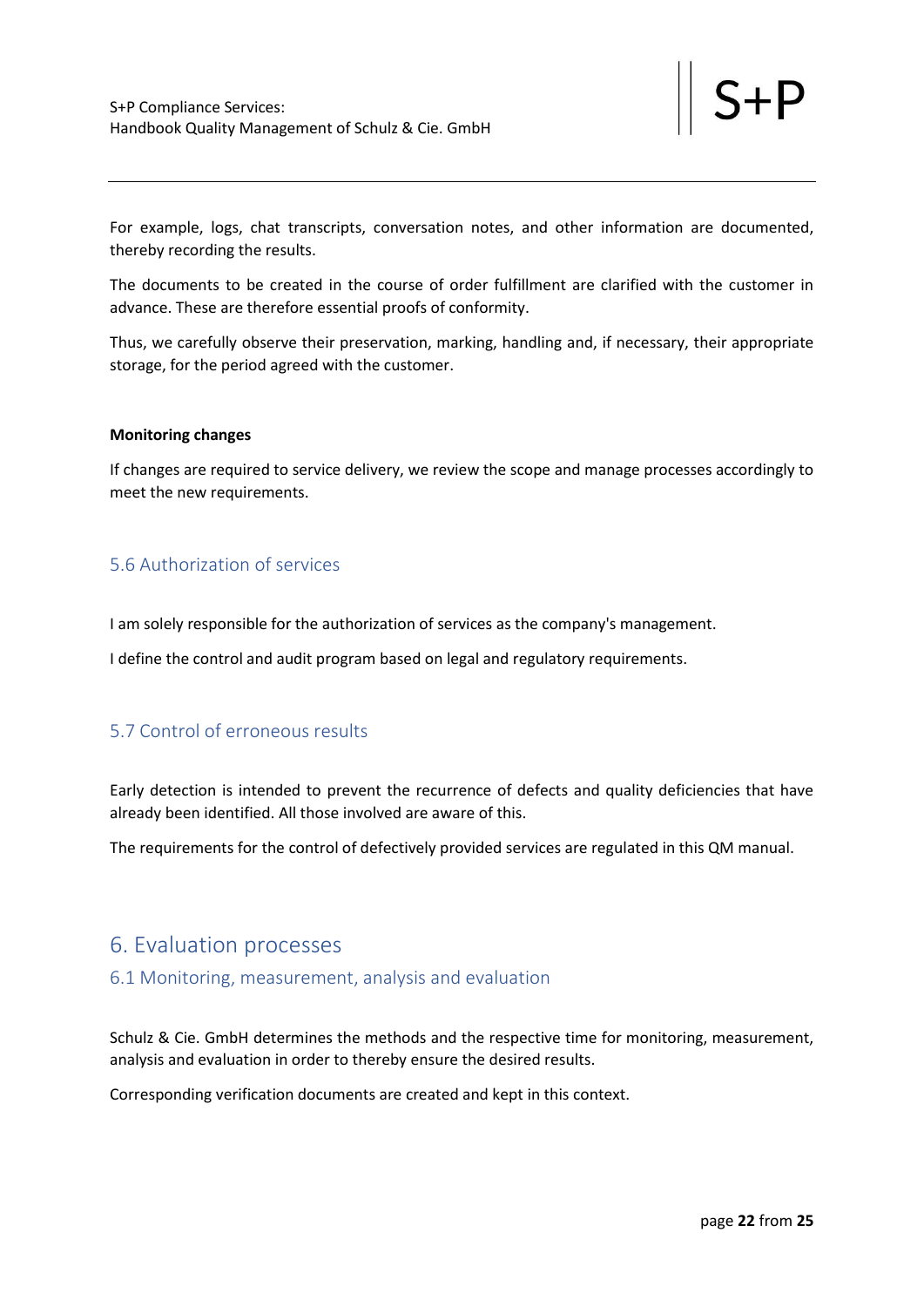For example, logs, chat transcripts, conversation notes, and other information are documented, thereby recording the results.

The documents to be created in the course of order fulfillment are clarified with the customer in advance. These are therefore essential proofs of conformity.

Thus, we carefully observe their preservation, marking, handling and, if necessary, their appropriate storage, for the period agreed with the customer.

**Monitoring changes**

If changes are required to service delivery, we review the scope and manage processes accordingly to meet the new requirements.

### 5.6 Authorization of services

I am solely responsible for the authorization of services as the company's management.

I define the control and audit program based on legal and regulatory requirements.

### 5.7 Control of erroneous results

Early detection is intended to prevent the recurrence of defects and quality deficiencies that have already been identified. All those involved are aware of this.

The requirements for the control of defectively provided services are regulated in this QM manual.

## 6. Evaluation processes

### 6.1 Monitoring, measurement, analysis and evaluation

Schulz & Cie. GmbH determines the methods and the respective time for monitoring, measurement, analysis and evaluation in order to thereby ensure the desired results.

Corresponding verification documents are created and kept in this context.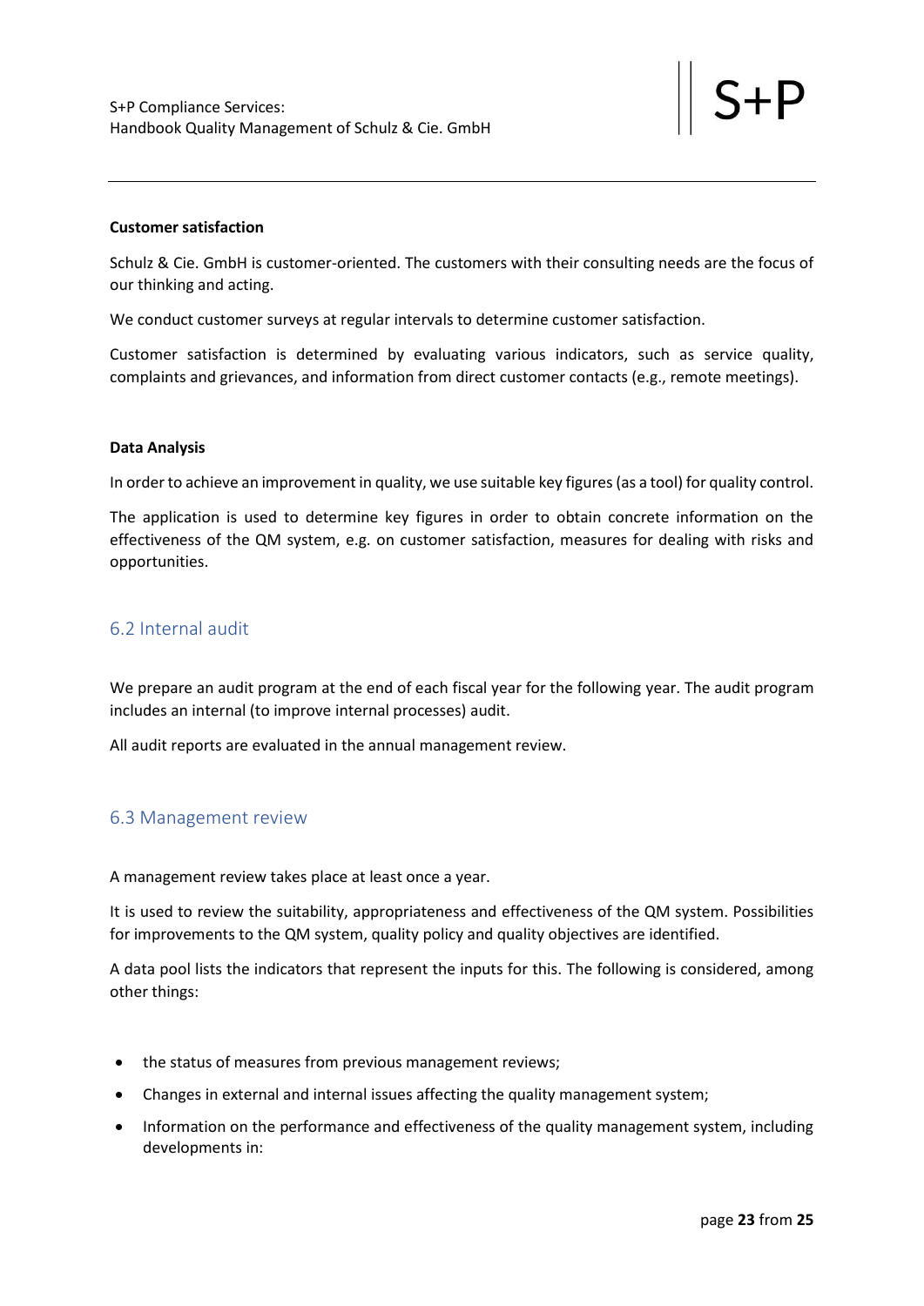**Customer satisfaction**

Schulz & Cie. GmbH is customer-oriented. The customers with their consulting needs are the focus of our thinking and acting.

We conduct customer surveys at regular intervals to determine customer satisfaction.

Customer satisfaction is determined by evaluating various indicators, such as service quality, complaints and grievances, and information from direct customer contacts (e.g., remote meetings).

**Data Analysis**

In order to achieve an improvement in quality, we use suitable key figures (as a tool) for quality control.

The application is used to determine key figures in order to obtain concrete information on the effectiveness of the QM system, e.g. on customer satisfaction, measures for dealing with risks and opportunities.

## 6.2 Internal audit

We prepare an audit program at the end of each fiscal year for the following year. The audit program includes an internal (to improve internal processes) audit.

All audit reports are evaluated in the annual management review.

## 6.3 Management review

A management review takes place at least once a year.

It is used to review the suitability, appropriateness and effectiveness of the QM system. Possibilities for improvements to the QM system, quality policy and quality objectives are identified.

A data pool lists the indicators that represent the inputs for this. The following is considered, among other things:

- the status of measures from previous management reviews;
- Changes in external and internal issues affecting the quality management system;
- Information on the performance and effectiveness of the quality management system, including developments in: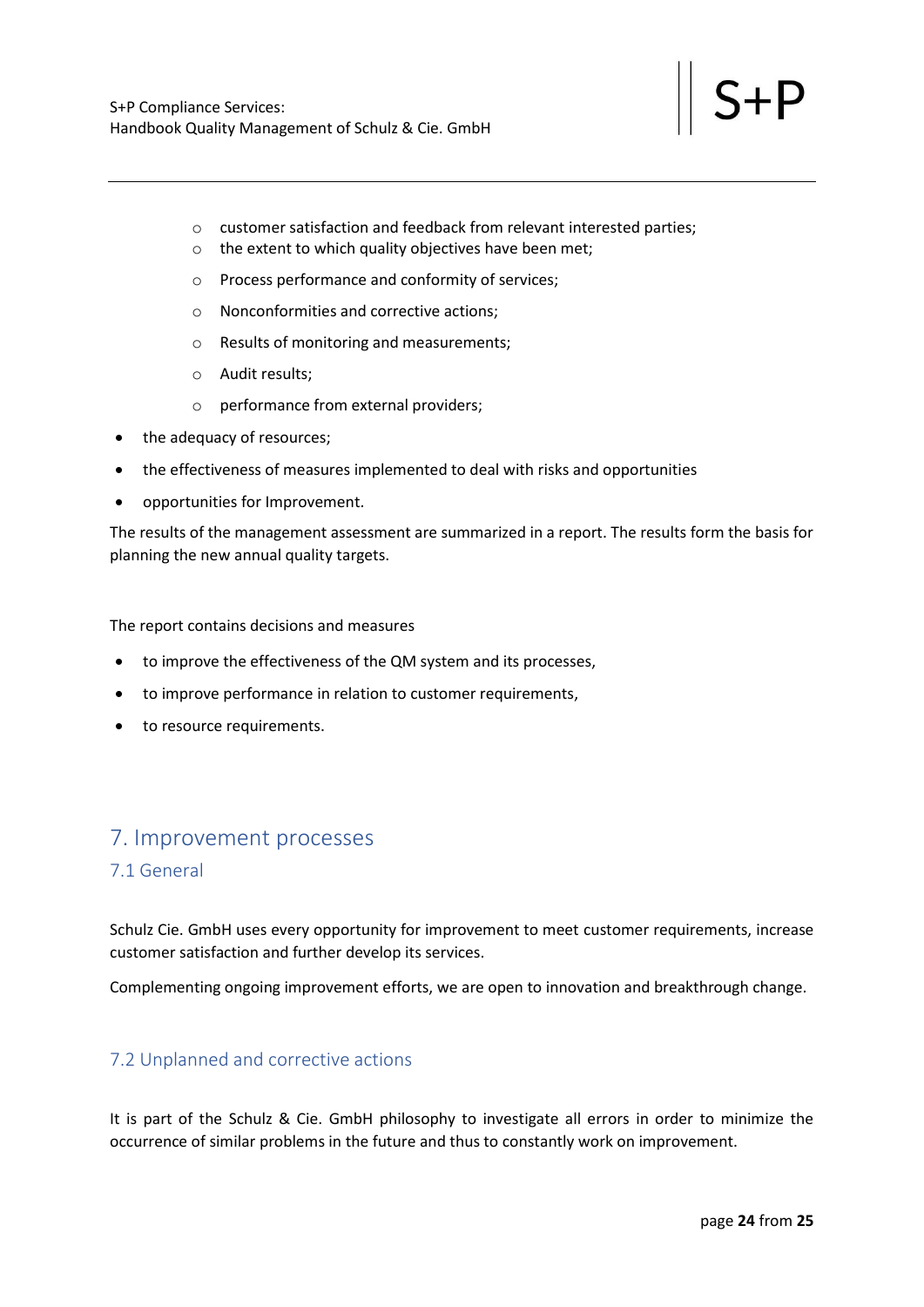- customer satisfaction and feedback from relevant interested parties;
  - the extent to which quality objectives have been met;
  - Process performance and conformity of services;
  - Nonconformities and corrective actions;
  - Results of monitoring and measurements;
  - Audit results;
  - performance from external providers;
- the adequacy of resources;
- the effectiveness of measures implemented to deal with risks and opportunities
- opportunities for Improvement.

The results of the management assessment are summarized in a report. The results form the basis for planning the new annual quality targets.

The report contains decisions and measures

- to improve the effectiveness of the QM system and its processes,
- to improve performance in relation to customer requirements,
- to resource requirements.

# 7. Improvement processes

## 7.1 General

Schulz Cie. GmbH uses every opportunity for improvement to meet customer requirements, increase customer satisfaction and further develop its services.

Complementing ongoing improvement efforts, we are open to innovation and breakthrough change.

## 7.2 Unplanned and corrective actions

It is part of the Schulz & Cie. GmbH philosophy to investigate all errors in order to minimize the occurrence of similar problems in the future and thus to constantly work on improvement.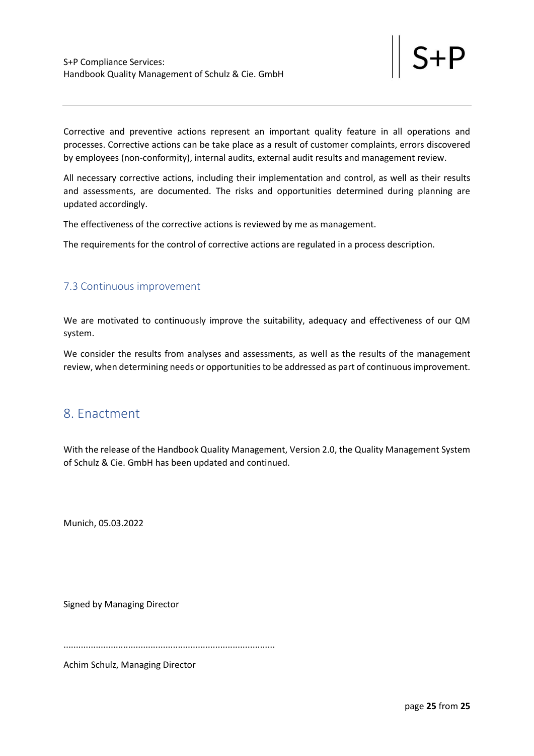Corrective and preventive actions represent an important quality feature in all operations and processes. Corrective actions can be take place as a result of customer complaints, errors discovered by employees (non-conformity), internal audits, external audit results and management review.

All necessary corrective actions, including their implementation and control, as well as their results and assessments, are documented. The risks and opportunities determined during planning are updated accordingly.

The effectiveness of the corrective actions is reviewed by me as management.

The requirements for the control of corrective actions are regulated in a process description.

## 7.3 Continuous improvement

We are motivated to continuously improve the suitability, adequacy and effectiveness of our QM system.

We consider the results from analyses and assessments, as well as the results of the management review, when determining needs or opportunities to be addressed as part of continuous improvement.

# 8. Enactment

With the release of the Handbook Quality Management, Version 2.0, the Quality Management System of Schulz & Cie. GmbH has been updated and continued.

Munich, 05.03.2022

Signed by Managing Director

....................................................................................

Achim Schulz, Managing Director